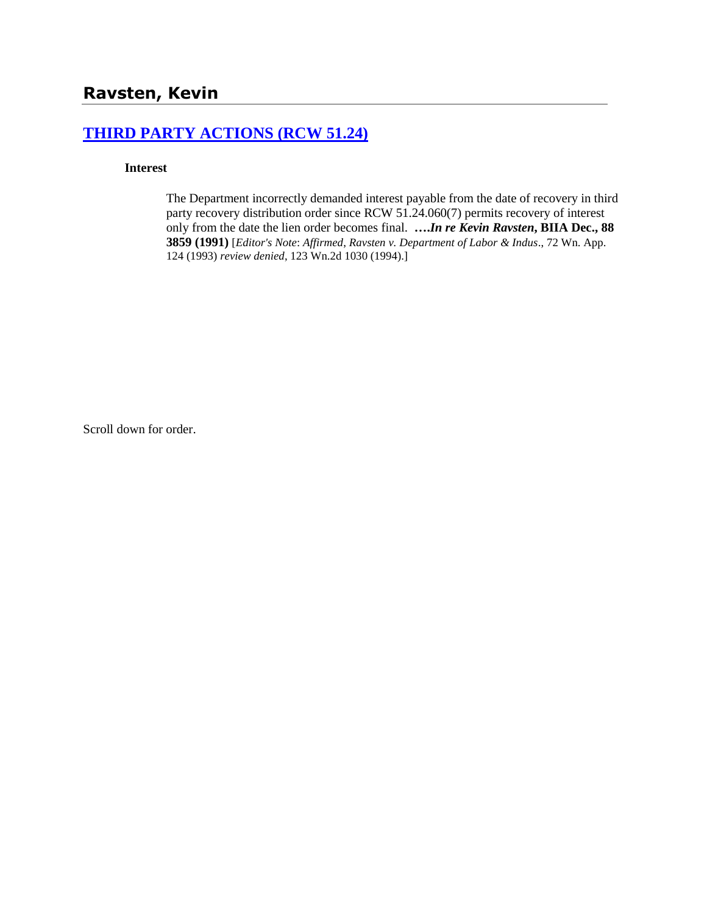# Ravsten, Kevin

## [THIRD PARTY ACTIONS (RCW 51.24)]()

### Interest

The Department incorrectly demanded interest payable from the date of recovery in third party recovery distribution order since RCW 51.24.060(7) permits recovery of interest only from the date the lien order becomes final. **….*In re Kevin Ravsten*, BIIA Dec., 88 3859 (1991)** [*Editor's Note*: *Affirmed*, *Ravsten v. Department of Labor & Indus*., 72 Wn. App. 124 (1993) *review denied*, 123 Wn.2d 1030 (1994).]

Scroll down for order.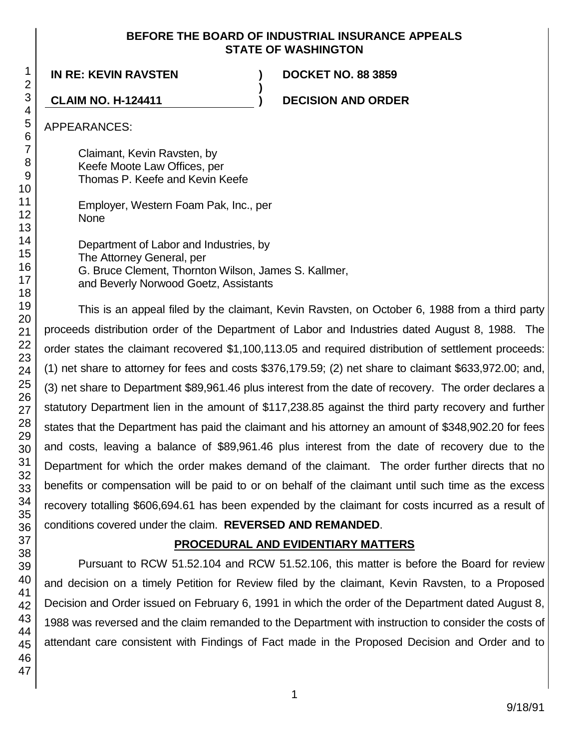**BEFORE THE BOARD OF INDUSTRIAL INSURANCE APPEALS**
**STATE OF WASHINGTON**

| | | |
|---|---|---|
| **IN RE: KEVIN RAVSTEN** | **)** | **DOCKET NO. 88 3859** |
| | **)** | |
| **CLAIM NO. H-124411** | **)** | **DECISION AND ORDER** |

APPEARANCES:

Claimant, Kevin Ravsten, by
Keefe Moote Law Offices, per
Thomas P. Keefe and Kevin Keefe

Employer, Western Foam Pak, Inc., per
None

Department of Labor and Industries, by
The Attorney General, per
G. Bruce Clement, Thornton Wilson, James S. Kallmer,
and Beverly Norwood Goetz, Assistants

This is an appeal filed by the claimant, Kevin Ravsten, on October 6, 1988 from a third party proceeds distribution order of the Department of Labor and Industries dated August 8, 1988. The order states the claimant recovered $1,100,113.05 and required distribution of settlement proceeds: (1) net share to attorney for fees and costs $376,179.59; (2) net share to claimant $633,972.00; and, (3) net share to Department $89,961.46 plus interest from the date of recovery. The order declares a statutory Department lien in the amount of $117,238.85 against the third party recovery and further states that the Department has paid the claimant and his attorney an amount of $348,902.20 for fees and costs, leaving a balance of $89,961.46 plus interest from the date of recovery due to the Department for which the order makes demand of the claimant. The order further directs that no benefits or compensation will be paid to or on behalf of the claimant until such time as the excess recovery totalling $606,694.61 has been expended by the claimant for costs incurred as a result of conditions covered under the claim. **REVERSED AND REMANDED**.

## PROCEDURAL AND EVIDENTIARY MATTERS

Pursuant to RCW 51.52.104 and RCW 51.52.106, this matter is before the Board for review and decision on a timely Petition for Review filed by the claimant, Kevin Ravsten, to a Proposed Decision and Order issued on February 6, 1991 in which the order of the Department dated August 8, 1988 was reversed and the claim remanded to the Department with instruction to consider the costs of attendant care consistent with Findings of Fact made in the Proposed Decision and Order and to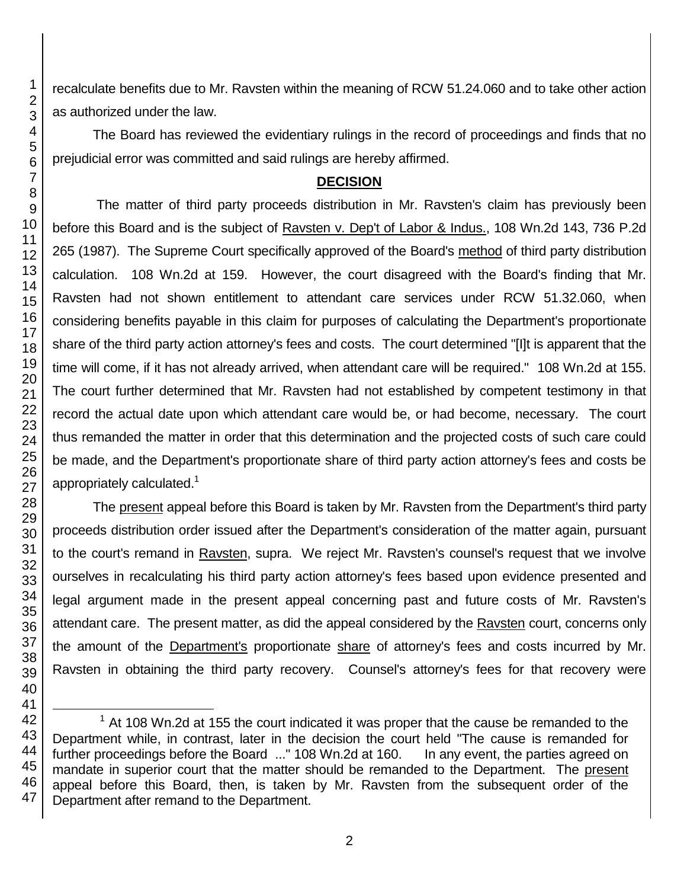recalculate benefits due to Mr. Ravsten within the meaning of RCW 51.24.060 and to take other action as authorized under the law.

The Board has reviewed the evidentiary rulings in the record of proceedings and finds that no prejudicial error was committed and said rulings are hereby affirmed.

## DECISION

The matter of third party proceeds distribution in Mr. Ravsten's claim has previously been before this Board and is the subject of Ravsten v. Dep't of Labor & Indus., 108 Wn.2d 143, 736 P.2d 265 (1987). The Supreme Court specifically approved of the Board's method of third party distribution calculation. 108 Wn.2d at 159. However, the court disagreed with the Board's finding that Mr. Ravsten had not shown entitlement to attendant care services under RCW 51.32.060, when considering benefits payable in this claim for purposes of calculating the Department's proportionate share of the third party action attorney's fees and costs. The court determined "[I]t is apparent that the time will come, if it has not already arrived, when attendant care will be required." 108 Wn.2d at 155. The court further determined that Mr. Ravsten had not established by competent testimony in that record the actual date upon which attendant care would be, or had become, necessary. The court thus remanded the matter in order that this determination and the projected costs of such care could be made, and the Department's proportionate share of third party action attorney's fees and costs be appropriately calculated.[1]

The present appeal before this Board is taken by Mr. Ravsten from the Department's third party proceeds distribution order issued after the Department's consideration of the matter again, pursuant to the court's remand in Ravsten, supra. We reject Mr. Ravsten's counsel's request that we involve ourselves in recalculating his third party action attorney's fees based upon evidence presented and legal argument made in the present appeal concerning past and future costs of Mr. Ravsten's attendant care. The present matter, as did the appeal considered by the Ravsten court, concerns only the amount of the Department's proportionate share of attorney's fees and costs incurred by Mr. Ravsten in obtaining the third party recovery. Counsel's attorney's fees for that recovery were

---

[1] At 108 Wn.2d at 155 the court indicated it was proper that the cause be remanded to the Department while, in contrast, later in the decision the court held "The cause is remanded for further proceedings before the Board ..." 108 Wn.2d at 160. In any event, the parties agreed on mandate in superior court that the matter should be remanded to the Department. The present appeal before this Board, then, is taken by Mr. Ravsten from the subsequent order of the Department after remand to the Department.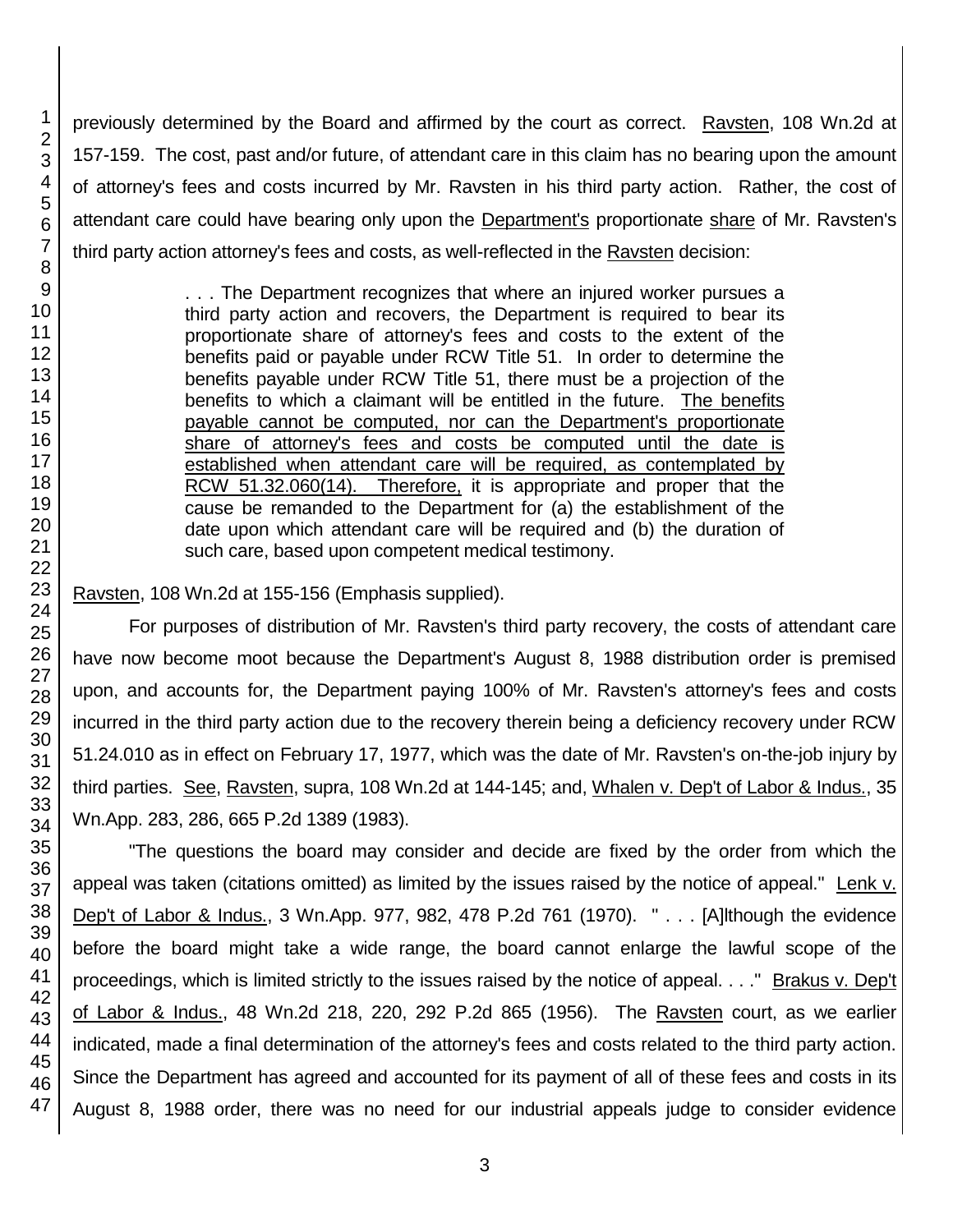previously determined by the Board and affirmed by the court as correct. Ravsten, 108 Wn.2d at 157-159. The cost, past and/or future, of attendant care in this claim has no bearing upon the amount of attorney's fees and costs incurred by Mr. Ravsten in his third party action. Rather, the cost of attendant care could have bearing only upon the Department's proportionate share of Mr. Ravsten's third party action attorney's fees and costs, as well-reflected in the Ravsten decision:

> . . . The Department recognizes that where an injured worker pursues a third party action and recovers, the Department is required to bear its proportionate share of attorney's fees and costs to the extent of the benefits paid or payable under RCW Title 51. In order to determine the benefits payable under RCW Title 51, there must be a projection of the benefits to which a claimant will be entitled in the future. The benefits payable cannot be computed, nor can the Department's proportionate share of attorney's fees and costs be computed until the date is established when attendant care will be required, as contemplated by RCW 51.32.060(14). Therefore, it is appropriate and proper that the cause be remanded to the Department for (a) the establishment of the date upon which attendant care will be required and (b) the duration of such care, based upon competent medical testimony.

Ravsten, 108 Wn.2d at 155-156 (Emphasis supplied).

For purposes of distribution of Mr. Ravsten's third party recovery, the costs of attendant care have now become moot because the Department's August 8, 1988 distribution order is premised upon, and accounts for, the Department paying 100% of Mr. Ravsten's attorney's fees and costs incurred in the third party action due to the recovery therein being a deficiency recovery under RCW 51.24.010 as in effect on February 17, 1977, which was the date of Mr. Ravsten's on-the-job injury by third parties. See, Ravsten, supra, 108 Wn.2d at 144-145; and, Whalen v. Dep't of Labor & Indus., 35 Wn.App. 283, 286, 665 P.2d 1389 (1983).

"The questions the board may consider and decide are fixed by the order from which the appeal was taken (citations omitted) as limited by the issues raised by the notice of appeal." Lenk v. Dep't of Labor & Indus., 3 Wn.App. 977, 982, 478 P.2d 761 (1970). " . . . [A]lthough the evidence before the board might take a wide range, the board cannot enlarge the lawful scope of the proceedings, which is limited strictly to the issues raised by the notice of appeal. . . ." Brakus v. Dep't of Labor & Indus., 48 Wn.2d 218, 220, 292 P.2d 865 (1956). The Ravsten court, as we earlier indicated, made a final determination of the attorney's fees and costs related to the third party action. Since the Department has agreed and accounted for its payment of all of these fees and costs in its August 8, 1988 order, there was no need for our industrial appeals judge to consider evidence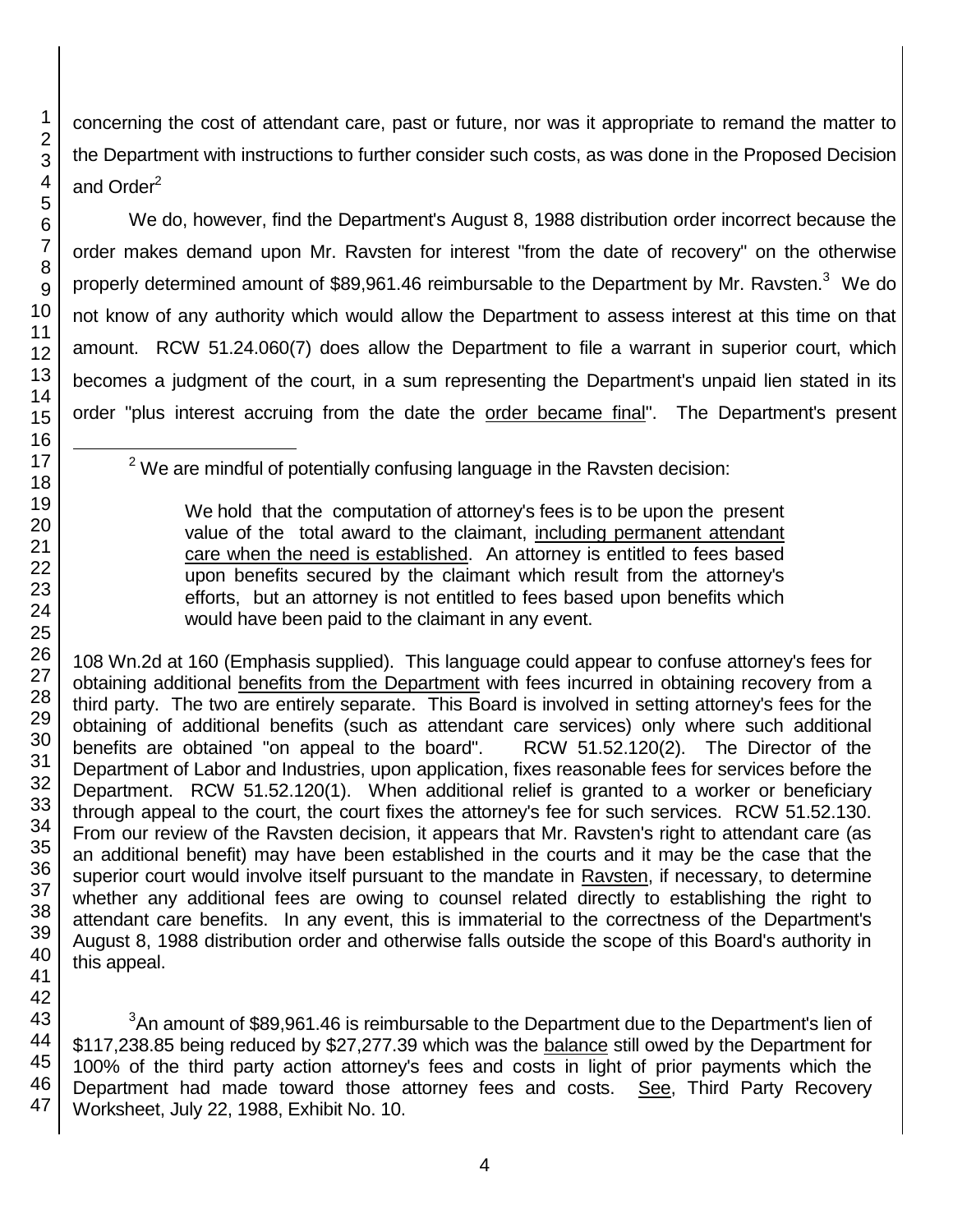concerning the cost of attendant care, past or future, nor was it appropriate to remand the matter to the Department with instructions to further consider such costs, as was done in the Proposed Decision and Order[2]

We do, however, find the Department's August 8, 1988 distribution order incorrect because the order makes demand upon Mr. Ravsten for interest "from the date of recovery" on the otherwise properly determined amount of $89,961.46 reimbursable to the Department by Mr. Ravsten.[3] We do not know of any authority which would allow the Department to assess interest at this time on that amount. RCW 51.24.060(7) does allow the Department to file a warrant in superior court, which becomes a judgment of the court, in a sum representing the Department's unpaid lien stated in its order "plus interest accruing from the date the order became final". The Department's present

---

[2] We are mindful of potentially confusing language in the Ravsten decision:

> We hold that the computation of attorney's fees is to be upon the present value of the total award to the claimant, including permanent attendant care when the need is established. An attorney is entitled to fees based upon benefits secured by the claimant which result from the attorney's efforts, but an attorney is not entitled to fees based upon benefits which would have been paid to the claimant in any event.

108 Wn.2d at 160 (Emphasis supplied). This language could appear to confuse attorney's fees for obtaining additional benefits from the Department with fees incurred in obtaining recovery from a third party. The two are entirely separate. This Board is involved in setting attorney's fees for the obtaining of additional benefits (such as attendant care services) only where such additional benefits are obtained "on appeal to the board". RCW 51.52.120(2). The Director of the Department of Labor and Industries, upon application, fixes reasonable fees for services before the Department. RCW 51.52.120(1). When additional relief is granted to a worker or beneficiary through appeal to the court, the court fixes the attorney's fee for such services. RCW 51.52.130. From our review of the Ravsten decision, it appears that Mr. Ravsten's right to attendant care (as an additional benefit) may have been established in the courts and it may be the case that the superior court would involve itself pursuant to the mandate in Ravsten, if necessary, to determine whether any additional fees are owing to counsel related directly to establishing the right to attendant care benefits. In any event, this is immaterial to the correctness of the Department's August 8, 1988 distribution order and otherwise falls outside the scope of this Board's authority in this appeal.

[3] An amount of $89,961.46 is reimbursable to the Department due to the Department's lien of $117,238.85 being reduced by $27,277.39 which was the balance still owed by the Department for 100% of the third party action attorney's fees and costs in light of prior payments which the Department had made toward those attorney fees and costs. See, Third Party Recovery Worksheet, July 22, 1988, Exhibit No. 10.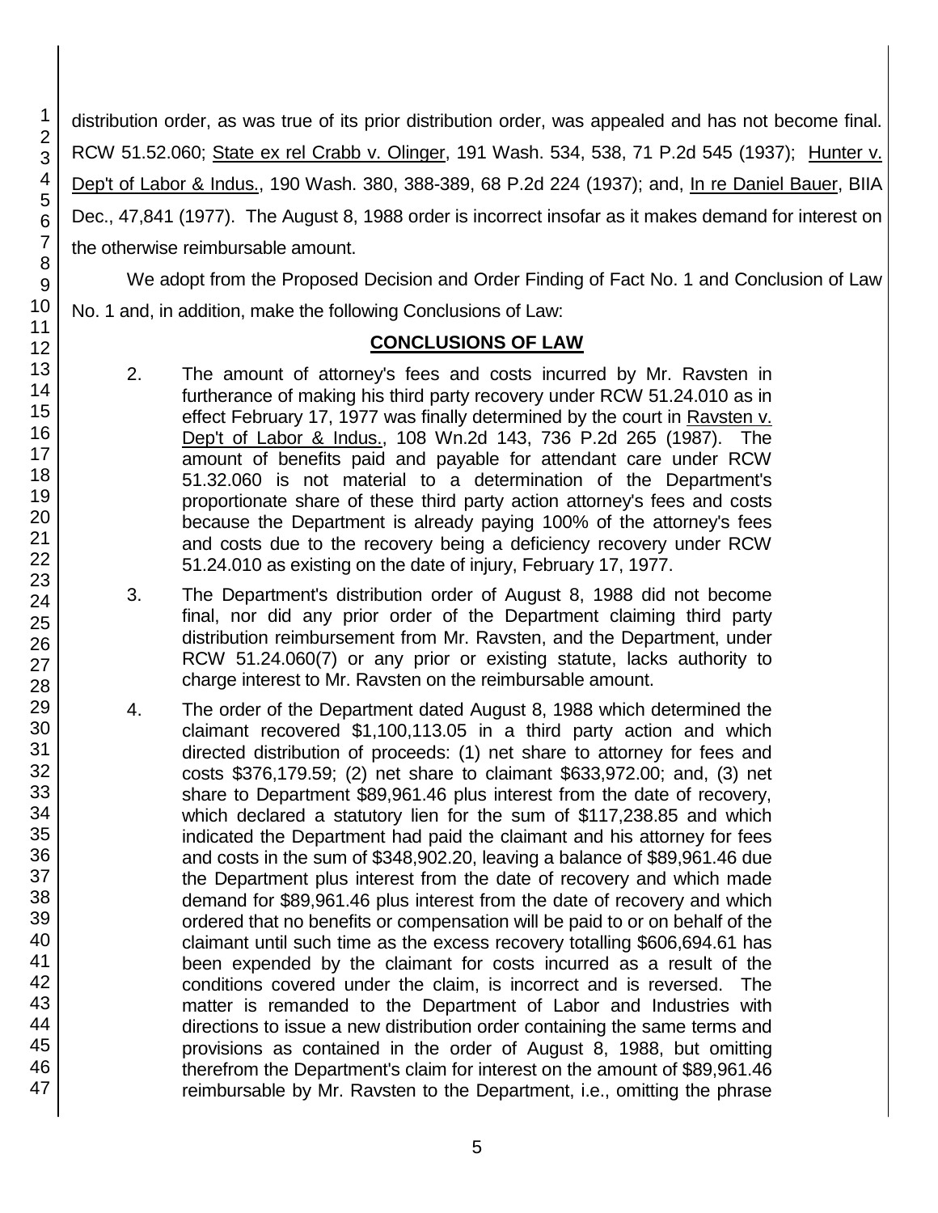distribution order, as was true of its prior distribution order, was appealed and has not become final. RCW 51.52.060; State ex rel Crabb v. Olinger, 191 Wash. 534, 538, 71 P.2d 545 (1937); Hunter v. Dep't of Labor & Indus., 190 Wash. 380, 388-389, 68 P.2d 224 (1937); and, In re Daniel Bauer, BIIA Dec., 47,841 (1977). The August 8, 1988 order is incorrect insofar as it makes demand for interest on the otherwise reimbursable amount.

We adopt from the Proposed Decision and Order Finding of Fact No. 1 and Conclusion of Law No. 1 and, in addition, make the following Conclusions of Law:

## CONCLUSIONS OF LAW

2. The amount of attorney's fees and costs incurred by Mr. Ravsten in furtherance of making his third party recovery under RCW 51.24.010 as in effect February 17, 1977 was finally determined by the court in Ravsten v. Dep't of Labor & Indus., 108 Wn.2d 143, 736 P.2d 265 (1987). The amount of benefits paid and payable for attendant care under RCW 51.32.060 is not material to a determination of the Department's proportionate share of these third party action attorney's fees and costs because the Department is already paying 100% of the attorney's fees and costs due to the recovery being a deficiency recovery under RCW 51.24.010 as existing on the date of injury, February 17, 1977.

3. The Department's distribution order of August 8, 1988 did not become final, nor did any prior order of the Department claiming third party distribution reimbursement from Mr. Ravsten, and the Department, under RCW 51.24.060(7) or any prior or existing statute, lacks authority to charge interest to Mr. Ravsten on the reimbursable amount.

4. The order of the Department dated August 8, 1988 which determined the claimant recovered $1,100,113.05 in a third party action and which directed distribution of proceeds: (1) net share to attorney for fees and costs $376,179.59; (2) net share to claimant $633,972.00; and, (3) net share to Department $89,961.46 plus interest from the date of recovery, which declared a statutory lien for the sum of $117,238.85 and which indicated the Department had paid the claimant and his attorney for fees and costs in the sum of $348,902.20, leaving a balance of $89,961.46 due the Department plus interest from the date of recovery and which made demand for $89,961.46 plus interest from the date of recovery and which ordered that no benefits or compensation will be paid to or on behalf of the claimant until such time as the excess recovery totalling $606,694.61 has been expended by the claimant for costs incurred as a result of the conditions covered under the claim, is incorrect and is reversed. The matter is remanded to the Department of Labor and Industries with directions to issue a new distribution order containing the same terms and provisions as contained in the order of August 8, 1988, but omitting therefrom the Department's claim for interest on the amount of $89,961.46 reimbursable by Mr. Ravsten to the Department, i.e., omitting the phrase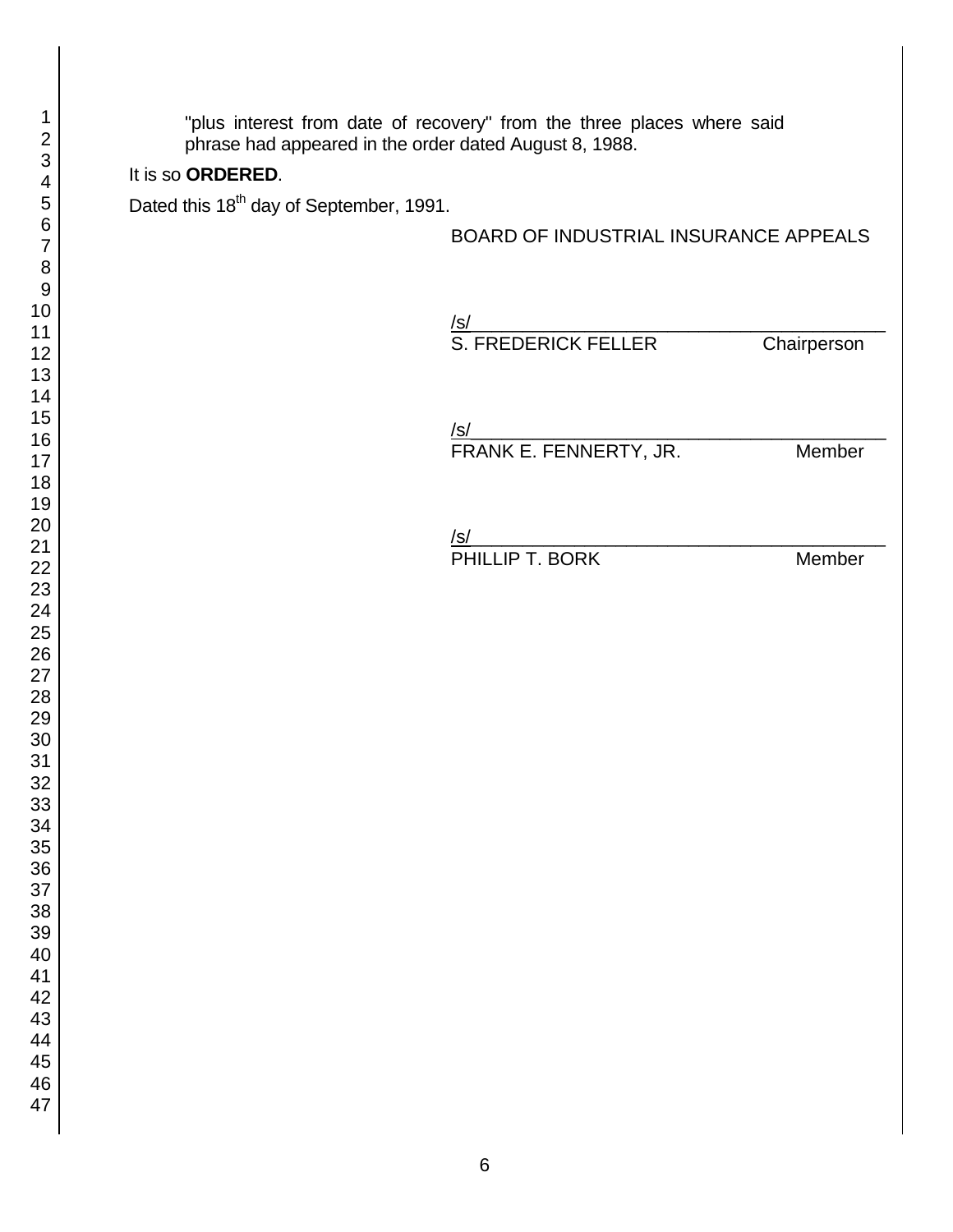"plus interest from date of recovery" from the three places where said phrase had appeared in the order dated August 8, 1988.

It is so **ORDERED**.

Dated this 18th day of September, 1991.

BOARD OF INDUSTRIAL INSURANCE APPEALS

/s/
S. FREDERICK FELLER Chairperson

/s/
FRANK E. FENNERTY, JR. Member

/s/
PHILLIP T. BORK Member